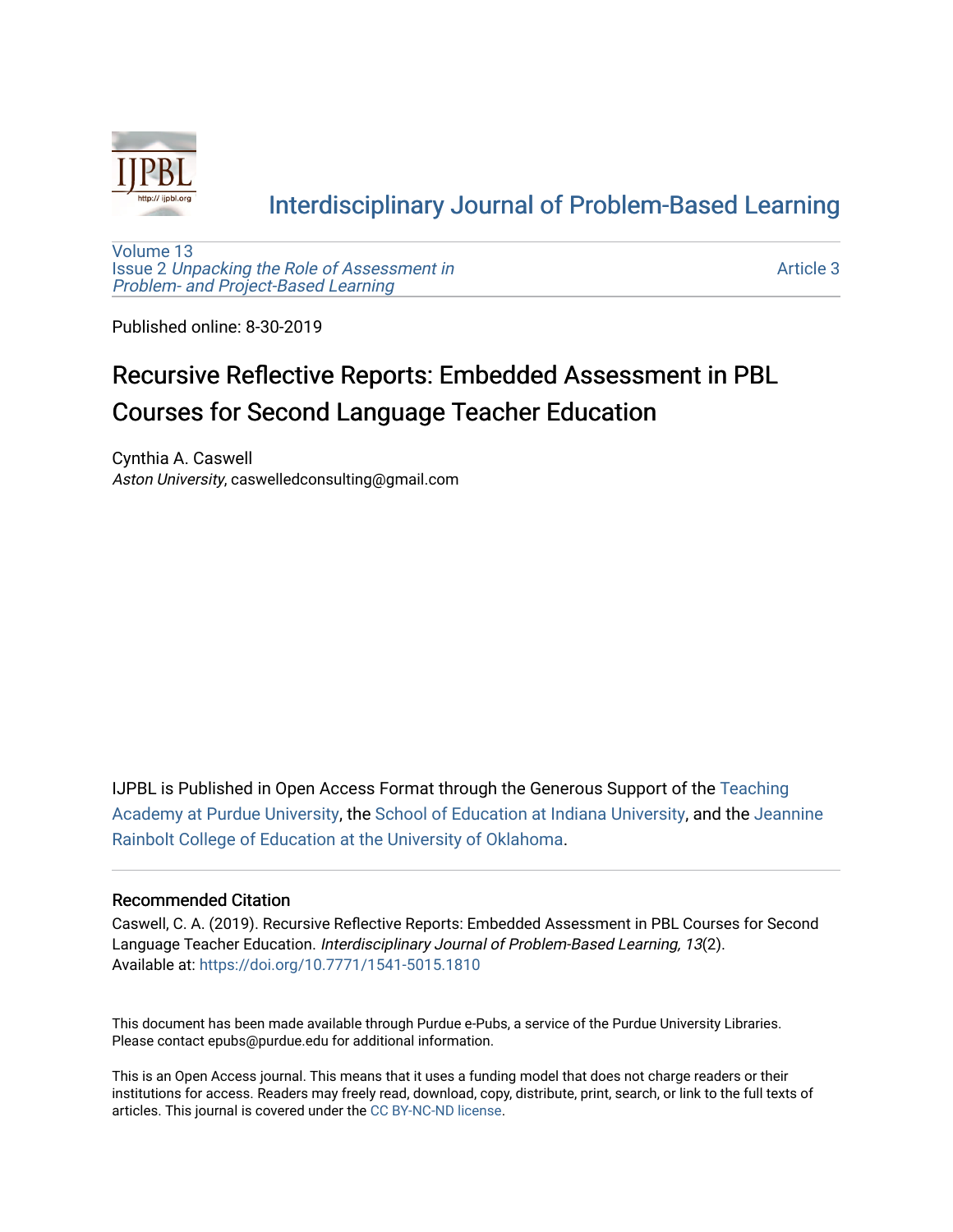# Interdisciplinary Journal of Problem-Based Learning

Volume 13
Issue 2 *Unpacking the Role of Assessment in Problem- and Project-Based Learning*

Article 3

Published online: 8-30-2019

## Recursive Reflective Reports: Embedded Assessment in PBL Courses for Second Language Teacher Education

Cynthia A. Caswell
*Aston University*, caswelledconsulting@gmail.com

IJPBL is Published in Open Access Format through the Generous Support of the Teaching Academy at Purdue University, the School of Education at Indiana University, and the Jeannine Rainbolt College of Education at the University of Oklahoma.

### Recommended Citation

Caswell, C. A. (2019). Recursive Reflective Reports: Embedded Assessment in PBL Courses for Second Language Teacher Education. *Interdisciplinary Journal of Problem-Based Learning, 13*(2).
Available at: https://doi.org/10.7771/1541-5015.1810

This document has been made available through Purdue e-Pubs, a service of the Purdue University Libraries. Please contact epubs@purdue.edu for additional information.

This is an Open Access journal. This means that it uses a funding model that does not charge readers or their institutions for access. Readers may freely read, download, copy, distribute, print, search, or link to the full texts of articles. This journal is covered under the CC BY-NC-ND license.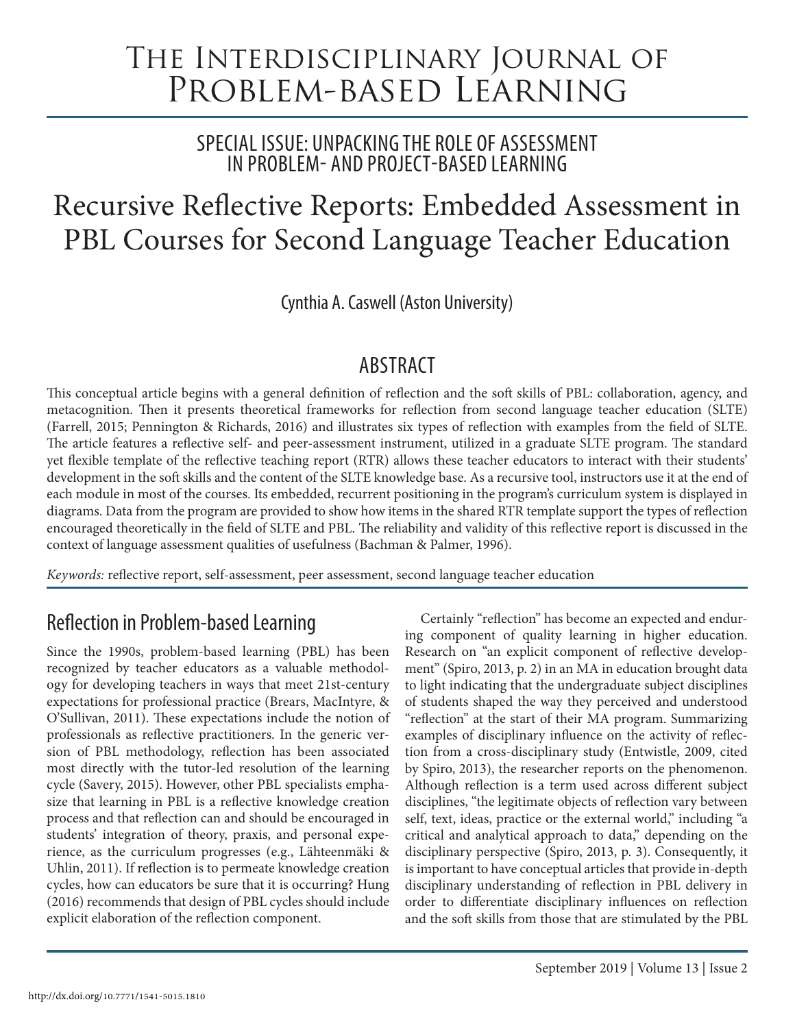# The Interdisciplinary Journal of Problem-based Learning

## Special Issue: Unpacking the Role of Assessment in Problem- and Project-based Learning

# Recursive Reflective Reports: Embedded Assessment in PBL Courses for Second Language Teacher Education

Cynthia A. Caswell (Aston University)

## Abstract

This conceptual article begins with a general definition of reflection and the soft skills of PBL: collaboration, agency, and metacognition. Then it presents theoretical frameworks for reflection from second language teacher education (SLTE) (Farrell, 2015; Pennington & Richards, 2016) and illustrates six types of reflection with examples from the field of SLTE. The article features a reflective self- and peer-assessment instrument, utilized in a graduate SLTE program. The standard yet flexible template of the reflective teaching report (RTR) allows these teacher educators to interact with their students' development in the soft skills and the content of the SLTE knowledge base. As a recursive tool, instructors use it at the end of each module in most of the courses. Its embedded, recurrent positioning in the program's curriculum system is displayed in diagrams. Data from the program are provided to show how items in the shared RTR template support the types of reflection encouraged theoretically in the field of SLTE and PBL. The reliability and validity of this reflective report is discussed in the context of language assessment qualities of usefulness (Bachman & Palmer, 1996).

*Keywords:* reflective report, self-assessment, peer assessment, second language teacher education

## Reflection in Problem-based Learning

Since the 1990s, problem-based learning (PBL) has been recognized by teacher educators as a valuable methodology for developing teachers in ways that meet 21st-century expectations for professional practice (Brears, MacIntyre, & O'Sullivan, 2011). These expectations include the notion of professionals as reflective practitioners. In the generic version of PBL methodology, reflection has been associated most directly with the tutor-led resolution of the learning cycle (Savery, 2015). However, other PBL specialists emphasize that learning in PBL is a reflective knowledge creation process and that reflection can and should be encouraged in students' integration of theory, praxis, and personal experience, as the curriculum progresses (e.g., Lähteenmäki & Uhlin, 2011). If reflection is to permeate knowledge creation cycles, how can educators be sure that it is occurring? Hung (2016) recommends that design of PBL cycles should include explicit elaboration of the reflection component.

Certainly "reflection" has become an expected and enduring component of quality learning in higher education. Research on "an explicit component of reflective development" (Spiro, 2013, p. 2) in an MA in education brought data to light indicating that the undergraduate subject disciplines of students shaped the way they perceived and understood "reflection" at the start of their MA program. Summarizing examples of disciplinary influence on the activity of reflection from a cross-disciplinary study (Entwistle, 2009, cited by Spiro, 2013), the researcher reports on the phenomenon. Although reflection is a term used across different subject disciplines, "the legitimate objects of reflection vary between self, text, ideas, practice or the external world," including "a critical and analytical approach to data," depending on the disciplinary perspective (Spiro, 2013, p. 3). Consequently, it is important to have conceptual articles that provide in-depth disciplinary understanding of reflection in PBL delivery in order to differentiate disciplinary influences on reflection and the soft skills from those that are stimulated by the PBL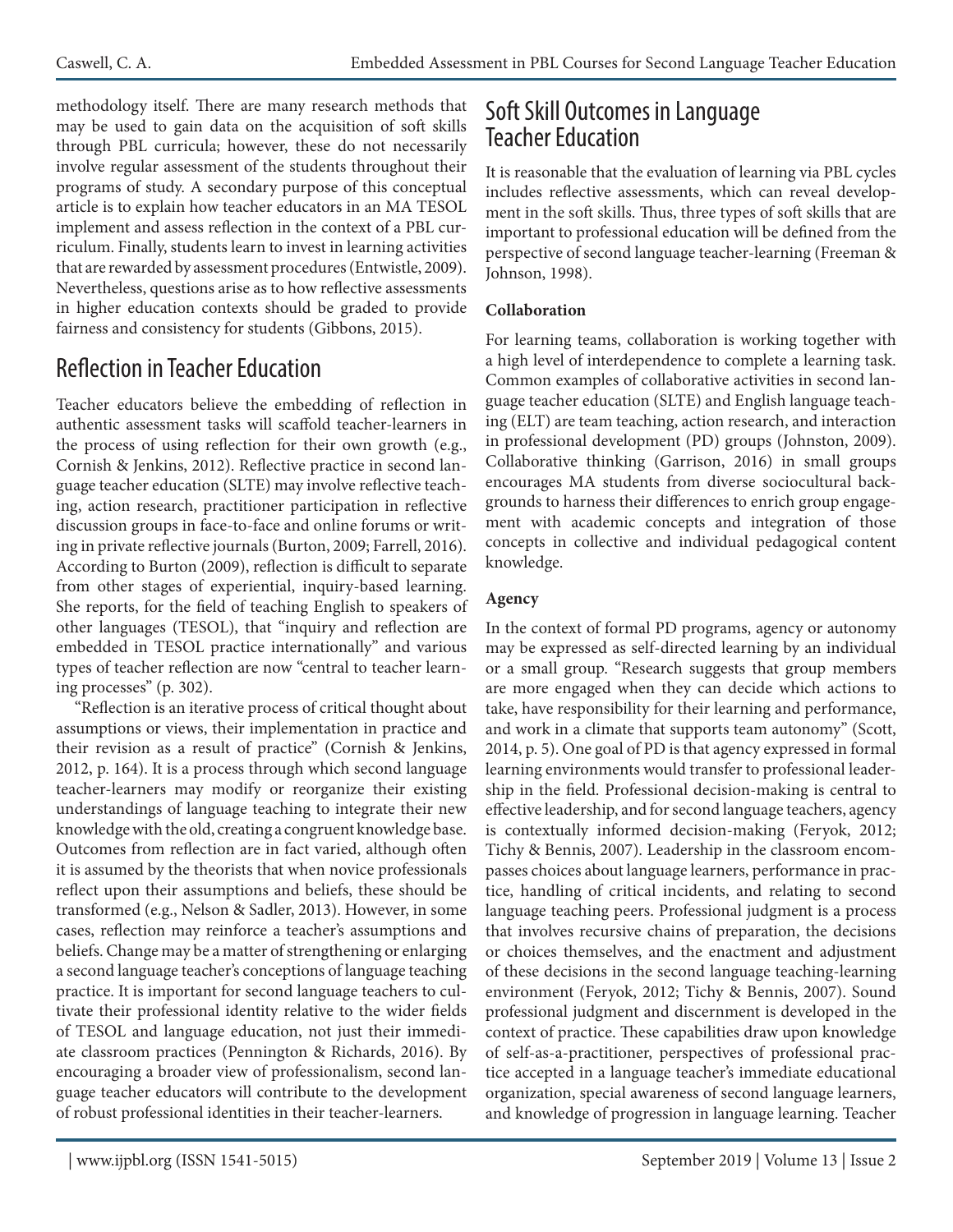methodology itself. There are many research methods that may be used to gain data on the acquisition of soft skills through PBL curricula; however, these do not necessarily involve regular assessment of the students throughout their programs of study. A secondary purpose of this conceptual article is to explain how teacher educators in an MA TESOL implement and assess reflection in the context of a PBL curriculum. Finally, students learn to invest in learning activities that are rewarded by assessment procedures (Entwistle, 2009). Nevertheless, questions arise as to how reflective assessments in higher education contexts should be graded to provide fairness and consistency for students (Gibbons, 2015).

## Reflection in Teacher Education

Teacher educators believe the embedding of reflection in authentic assessment tasks will scaffold teacher-learners in the process of using reflection for their own growth (e.g., Cornish & Jenkins, 2012). Reflective practice in second language teacher education (SLTE) may involve reflective teaching, action research, practitioner participation in reflective discussion groups in face-to-face and online forums or writing in private reflective journals (Burton, 2009; Farrell, 2016). According to Burton (2009), reflection is difficult to separate from other stages of experiential, inquiry-based learning. She reports, for the field of teaching English to speakers of other languages (TESOL), that "inquiry and reflection are embedded in TESOL practice internationally" and various types of teacher reflection are now "central to teacher learning processes" (p. 302).

"Reflection is an iterative process of critical thought about assumptions or views, their implementation in practice and their revision as a result of practice" (Cornish & Jenkins, 2012, p. 164). It is a process through which second language teacher-learners may modify or reorganize their existing understandings of language teaching to integrate their new knowledge with the old, creating a congruent knowledge base. Outcomes from reflection are in fact varied, although often it is assumed by the theorists that when novice professionals reflect upon their assumptions and beliefs, these should be transformed (e.g., Nelson & Sadler, 2013). However, in some cases, reflection may reinforce a teacher's assumptions and beliefs. Change may be a matter of strengthening or enlarging a second language teacher's conceptions of language teaching practice. It is important for second language teachers to cultivate their professional identity relative to the wider fields of TESOL and language education, not just their immediate classroom practices (Pennington & Richards, 2016). By encouraging a broader view of professionalism, second language teacher educators will contribute to the development of robust professional identities in their teacher-learners.

## Soft Skill Outcomes in Language Teacher Education

It is reasonable that the evaluation of learning via PBL cycles includes reflective assessments, which can reveal development in the soft skills. Thus, three types of soft skills that are important to professional education will be defined from the perspective of second language teacher-learning (Freeman & Johnson, 1998).

**Collaboration**

For learning teams, collaboration is working together with a high level of interdependence to complete a learning task. Common examples of collaborative activities in second language teacher education (SLTE) and English language teaching (ELT) are team teaching, action research, and interaction in professional development (PD) groups (Johnston, 2009). Collaborative thinking (Garrison, 2016) in small groups encourages MA students from diverse sociocultural backgrounds to harness their differences to enrich group engagement with academic concepts and integration of those concepts in collective and individual pedagogical content knowledge.

**Agency**

In the context of formal PD programs, agency or autonomy may be expressed as self-directed learning by an individual or a small group. "Research suggests that group members are more engaged when they can decide which actions to take, have responsibility for their learning and performance, and work in a climate that supports team autonomy" (Scott, 2014, p. 5). One goal of PD is that agency expressed in formal learning environments would transfer to professional leadership in the field. Professional decision-making is central to effective leadership, and for second language teachers, agency is contextually informed decision-making (Feryok, 2012; Tichy & Bennis, 2007). Leadership in the classroom encompasses choices about language learners, performance in practice, handling of critical incidents, and relating to second language teaching peers. Professional judgment is a process that involves recursive chains of preparation, the decisions or choices themselves, and the enactment and adjustment of these decisions in the second language teaching-learning environment (Feryok, 2012; Tichy & Bennis, 2007). Sound professional judgment and discernment is developed in the context of practice. These capabilities draw upon knowledge of self-as-a-practitioner, perspectives of professional practice accepted in a language teacher's immediate educational organization, special awareness of second language learners, and knowledge of progression in language learning. Teacher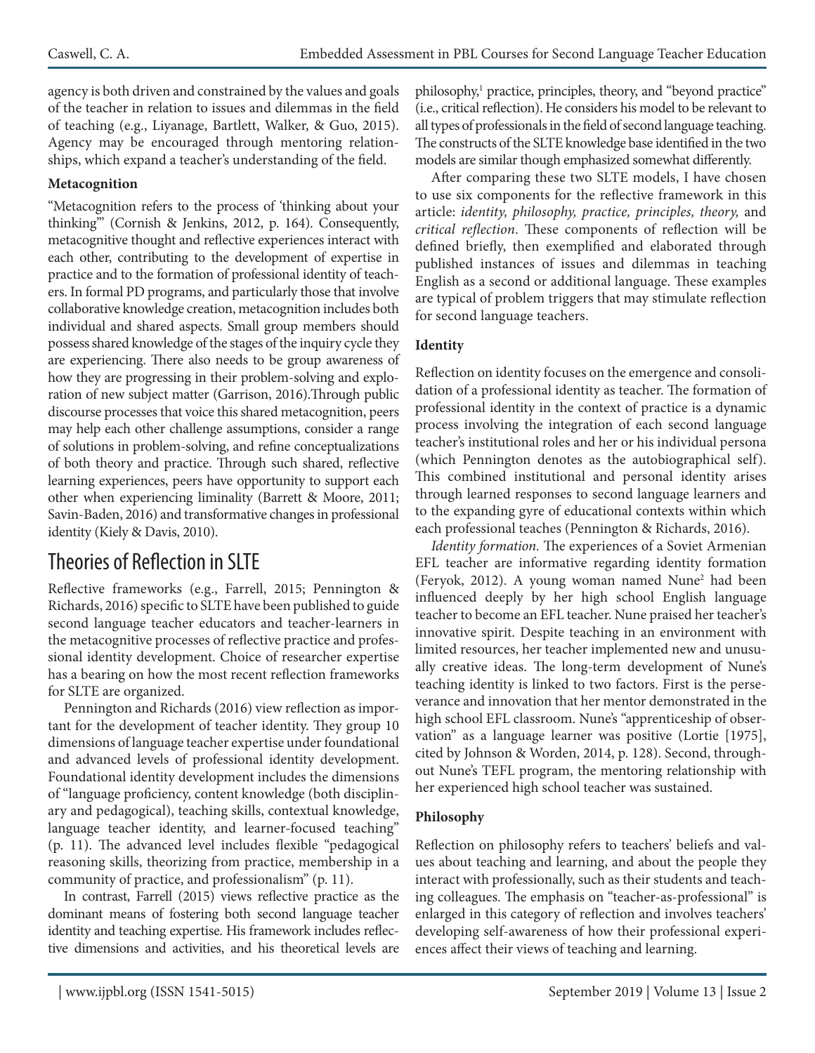agency is both driven and constrained by the values and goals of the teacher in relation to issues and dilemmas in the field of teaching (e.g., Liyanage, Bartlett, Walker, & Guo, 2015). Agency may be encouraged through mentoring relationships, which expand a teacher's understanding of the field.

**Metacognition**

"Metacognition refers to the process of 'thinking about your thinking'" (Cornish & Jenkins, 2012, p. 164). Consequently, metacognitive thought and reflective experiences interact with each other, contributing to the development of expertise in practice and to the formation of professional identity of teachers. In formal PD programs, and particularly those that involve collaborative knowledge creation, metacognition includes both individual and shared aspects. Small group members should possess shared knowledge of the stages of the inquiry cycle they are experiencing. There also needs to be group awareness of how they are progressing in their problem-solving and exploration of new subject matter (Garrison, 2016).Through public discourse processes that voice this shared metacognition, peers may help each other challenge assumptions, consider a range of solutions in problem-solving, and refine conceptualizations of both theory and practice. Through such shared, reflective learning experiences, peers have opportunity to support each other when experiencing liminality (Barrett & Moore, 2011; Savin-Baden, 2016) and transformative changes in professional identity (Kiely & Davis, 2010).

## Theories of Reflection in SLTE

Reflective frameworks (e.g., Farrell, 2015; Pennington & Richards, 2016) specific to SLTE have been published to guide second language teacher educators and teacher-learners in the metacognitive processes of reflective practice and professional identity development. Choice of researcher expertise has a bearing on how the most recent reflection frameworks for SLTE are organized.

Pennington and Richards (2016) view reflection as important for the development of teacher identity. They group 10 dimensions of language teacher expertise under foundational and advanced levels of professional identity development. Foundational identity development includes the dimensions of "language proficiency, content knowledge (both disciplinary and pedagogical), teaching skills, contextual knowledge, language teacher identity, and learner-focused teaching" (p. 11). The advanced level includes flexible "pedagogical reasoning skills, theorizing from practice, membership in a community of practice, and professionalism" (p. 11).

In contrast, Farrell (2015) views reflective practice as the dominant means of fostering both second language teacher identity and teaching expertise. His framework includes reflective dimensions and activities, and his theoretical levels are philosophy,[1] practice, principles, theory, and "beyond practice" (i.e., critical reflection). He considers his model to be relevant to all types of professionals in the field of second language teaching. The constructs of the SLTE knowledge base identified in the two models are similar though emphasized somewhat differently.

After comparing these two SLTE models, I have chosen to use six components for the reflective framework in this article: *identity, philosophy, practice, principles, theory,* and *critical reflection*. These components of reflection will be defined briefly, then exemplified and elaborated through published instances of issues and dilemmas in teaching English as a second or additional language. These examples are typical of problem triggers that may stimulate reflection for second language teachers.

**Identity**

Reflection on identity focuses on the emergence and consolidation of a professional identity as teacher. The formation of professional identity in the context of practice is a dynamic process involving the integration of each second language teacher's institutional roles and her or his individual persona (which Pennington denotes as the autobiographical self). This combined institutional and personal identity arises through learned responses to second language learners and to the expanding gyre of educational contexts within which each professional teaches (Pennington & Richards, 2016).

*Identity formation.* The experiences of a Soviet Armenian EFL teacher are informative regarding identity formation (Feryok, 2012). A young woman named Nune[2] had been influenced deeply by her high school English language teacher to become an EFL teacher. Nune praised her teacher's innovative spirit. Despite teaching in an environment with limited resources, her teacher implemented new and unusually creative ideas. The long-term development of Nune's teaching identity is linked to two factors. First is the perseverance and innovation that her mentor demonstrated in the high school EFL classroom. Nune's "apprenticeship of observation" as a language learner was positive (Lortie [1975], cited by Johnson & Worden, 2014, p. 128). Second, throughout Nune's TEFL program, the mentoring relationship with her experienced high school teacher was sustained.

**Philosophy**

Reflection on philosophy refers to teachers' beliefs and values about teaching and learning, and about the people they interact with professionally, such as their students and teaching colleagues. The emphasis on "teacher-as-professional" is enlarged in this category of reflection and involves teachers' developing self-awareness of how their professional experiences affect their views of teaching and learning.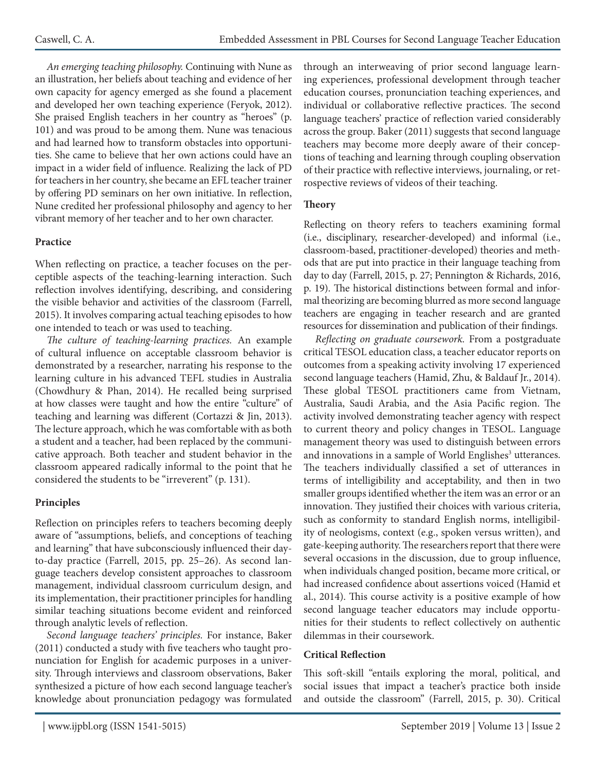*An emerging teaching philosophy.* Continuing with Nune as an illustration, her beliefs about teaching and evidence of her own capacity for agency emerged as she found a placement and developed her own teaching experience (Feryok, 2012). She praised English teachers in her country as "heroes" (p. 101) and was proud to be among them. Nune was tenacious and had learned how to transform obstacles into opportunities. She came to believe that her own actions could have an impact in a wider field of influence. Realizing the lack of PD for teachers in her country, she became an EFL teacher trainer by offering PD seminars on her own initiative. In reflection, Nune credited her professional philosophy and agency to her vibrant memory of her teacher and to her own character.

**Practice**

When reflecting on practice, a teacher focuses on the perceptible aspects of the teaching-learning interaction. Such reflection involves identifying, describing, and considering the visible behavior and activities of the classroom (Farrell, 2015). It involves comparing actual teaching episodes to how one intended to teach or was used to teaching.

*The culture of teaching-learning practices.* An example of cultural influence on acceptable classroom behavior is demonstrated by a researcher, narrating his response to the learning culture in his advanced TEFL studies in Australia (Chowdhury & Phan, 2014). He recalled being surprised at how classes were taught and how the entire "culture" of teaching and learning was different (Cortazzi & Jin, 2013). The lecture approach, which he was comfortable with as both a student and a teacher, had been replaced by the communicative approach. Both teacher and student behavior in the classroom appeared radically informal to the point that he considered the students to be "irreverent" (p. 131).

**Principles**

Reflection on principles refers to teachers becoming deeply aware of "assumptions, beliefs, and conceptions of teaching and learning" that have subconsciously influenced their day-to-day practice (Farrell, 2015, pp. 25–26). As second language teachers develop consistent approaches to classroom management, individual classroom curriculum design, and its implementation, their practitioner principles for handling similar teaching situations become evident and reinforced through analytic levels of reflection.

*Second language teachers' principles.* For instance, Baker (2011) conducted a study with five teachers who taught pronunciation for English for academic purposes in a university. Through interviews and classroom observations, Baker synthesized a picture of how each second language teacher's knowledge about pronunciation pedagogy was formulated through an interweaving of prior second language learning experiences, professional development through teacher education courses, pronunciation teaching experiences, and individual or collaborative reflective practices. The second language teachers' practice of reflection varied considerably across the group. Baker (2011) suggests that second language teachers may become more deeply aware of their conceptions of teaching and learning through coupling observation of their practice with reflective interviews, journaling, or retrospective reviews of videos of their teaching.

**Theory**

Reflecting on theory refers to teachers examining formal (i.e., disciplinary, researcher-developed) and informal (i.e., classroom-based, practitioner-developed) theories and methods that are put into practice in their language teaching from day to day (Farrell, 2015, p. 27; Pennington & Richards, 2016, p. 19). The historical distinctions between formal and informal theorizing are becoming blurred as more second language teachers are engaging in teacher research and are granted resources for dissemination and publication of their findings.

*Reflecting on graduate coursework.* From a postgraduate critical TESOL education class, a teacher educator reports on outcomes from a speaking activity involving 17 experienced second language teachers (Hamid, Zhu, & Baldauf Jr., 2014). These global TESOL practitioners came from Vietnam, Australia, Saudi Arabia, and the Asia Pacific region. The activity involved demonstrating teacher agency with respect to current theory and policy changes in TESOL. Language management theory was used to distinguish between errors and innovations in a sample of World Englishes[3] utterances. The teachers individually classified a set of utterances in terms of intelligibility and acceptability, and then in two smaller groups identified whether the item was an error or an innovation. They justified their choices with various criteria, such as conformity to standard English norms, intelligibility of neologisms, context (e.g., spoken versus written), and gate-keeping authority. The researchers report that there were several occasions in the discussion, due to group influence, when individuals changed position, became more critical, or had increased confidence about assertions voiced (Hamid et al., 2014). This course activity is a positive example of how second language teacher educators may include opportunities for their students to reflect collectively on authentic dilemmas in their coursework.

**Critical Reflection**

This soft-skill "entails exploring the moral, political, and social issues that impact a teacher's practice both inside and outside the classroom" (Farrell, 2015, p. 30). Critical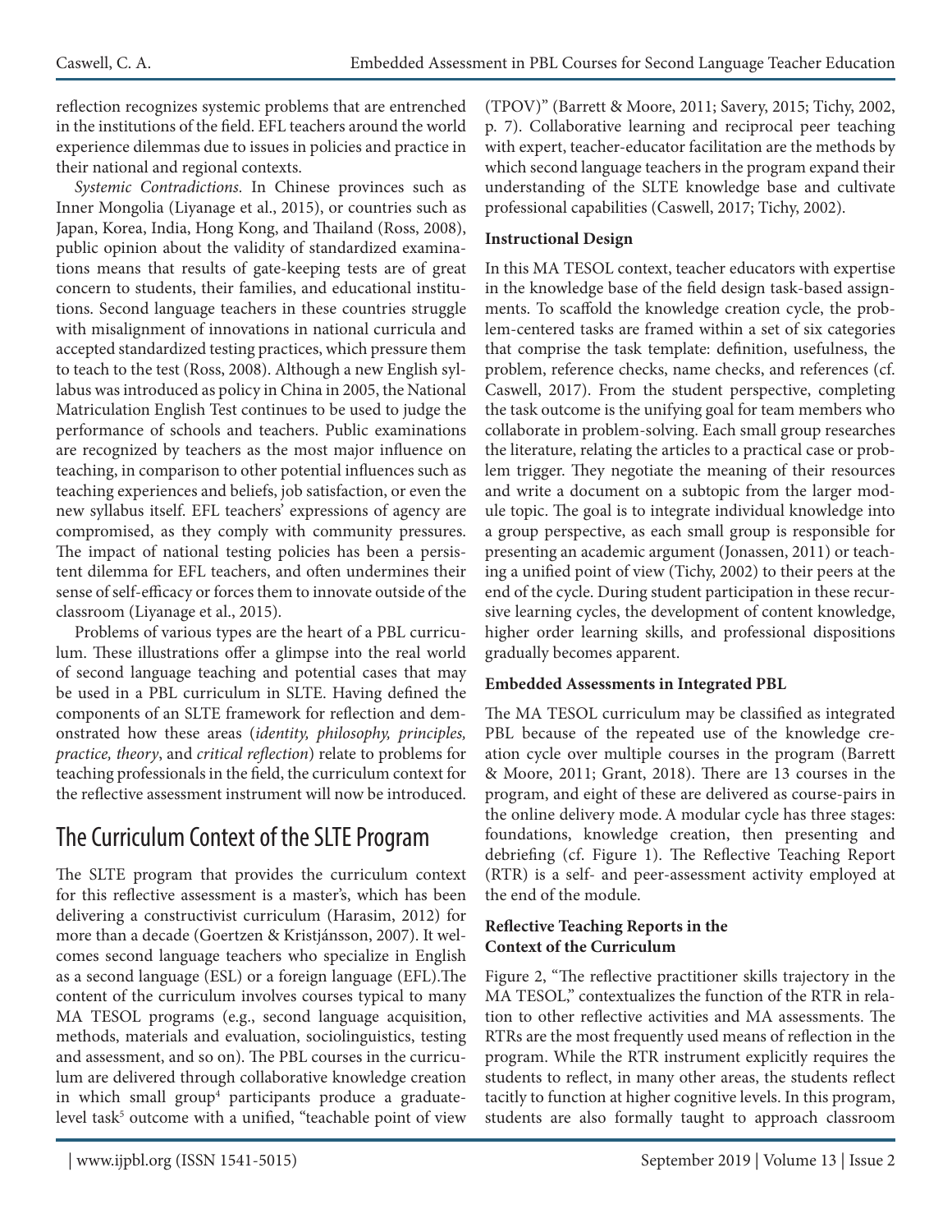reflection recognizes systemic problems that are entrenched in the institutions of the field. EFL teachers around the world experience dilemmas due to issues in policies and practice in their national and regional contexts.

*Systemic Contradictions.* In Chinese provinces such as Inner Mongolia (Liyanage et al., 2015), or countries such as Japan, Korea, India, Hong Kong, and Thailand (Ross, 2008), public opinion about the validity of standardized examinations means that results of gate-keeping tests are of great concern to students, their families, and educational institutions. Second language teachers in these countries struggle with misalignment of innovations in national curricula and accepted standardized testing practices, which pressure them to teach to the test (Ross, 2008). Although a new English syllabus was introduced as policy in China in 2005, the National Matriculation English Test continues to be used to judge the performance of schools and teachers. Public examinations are recognized by teachers as the most major influence on teaching, in comparison to other potential influences such as teaching experiences and beliefs, job satisfaction, or even the new syllabus itself. EFL teachers' expressions of agency are compromised, as they comply with community pressures. The impact of national testing policies has been a persistent dilemma for EFL teachers, and often undermines their sense of self-efficacy or forces them to innovate outside of the classroom (Liyanage et al., 2015).

Problems of various types are the heart of a PBL curriculum. These illustrations offer a glimpse into the real world of second language teaching and potential cases that may be used in a PBL curriculum in SLTE. Having defined the components of an SLTE framework for reflection and demonstrated how these areas (*identity, philosophy, principles, practice, theory*, and *critical reflection*) relate to problems for teaching professionals in the field, the curriculum context for the reflective assessment instrument will now be introduced.

## The Curriculum Context of the SLTE Program

The SLTE program that provides the curriculum context for this reflective assessment is a master's, which has been delivering a constructivist curriculum (Harasim, 2012) for more than a decade (Goertzen & Kristjánsson, 2007). It welcomes second language teachers who specialize in English as a second language (ESL) or a foreign language (EFL).The content of the curriculum involves courses typical to many MA TESOL programs (e.g., second language acquisition, methods, materials and evaluation, sociolinguistics, testing and assessment, and so on). The PBL courses in the curriculum are delivered through collaborative knowledge creation in which small group[4] participants produce a graduate-level task[5] outcome with a unified, "teachable point of view (TPOV)" (Barrett & Moore, 2011; Savery, 2015; Tichy, 2002, p. 7). Collaborative learning and reciprocal peer teaching with expert, teacher-educator facilitation are the methods by which second language teachers in the program expand their understanding of the SLTE knowledge base and cultivate professional capabilities (Caswell, 2017; Tichy, 2002).

### Instructional Design

In this MA TESOL context, teacher educators with expertise in the knowledge base of the field design task-based assignments. To scaffold the knowledge creation cycle, the problem-centered tasks are framed within a set of six categories that comprise the task template: definition, usefulness, the problem, reference checks, name checks, and references (cf. Caswell, 2017). From the student perspective, completing the task outcome is the unifying goal for team members who collaborate in problem-solving. Each small group researches the literature, relating the articles to a practical case or problem trigger. They negotiate the meaning of their resources and write a document on a subtopic from the larger module topic. The goal is to integrate individual knowledge into a group perspective, as each small group is responsible for presenting an academic argument (Jonassen, 2011) or teaching a unified point of view (Tichy, 2002) to their peers at the end of the cycle. During student participation in these recursive learning cycles, the development of content knowledge, higher order learning skills, and professional dispositions gradually becomes apparent.

### Embedded Assessments in Integrated PBL

The MA TESOL curriculum may be classified as integrated PBL because of the repeated use of the knowledge creation cycle over multiple courses in the program (Barrett & Moore, 2011; Grant, 2018). There are 13 courses in the program, and eight of these are delivered as course-pairs in the online delivery mode. A modular cycle has three stages: foundations, knowledge creation, then presenting and debriefing (cf. Figure 1). The Reflective Teaching Report (RTR) is a self- and peer-assessment activity employed at the end of the module.

### Reflective Teaching Reports in the Context of the Curriculum

Figure 2, "The reflective practitioner skills trajectory in the MA TESOL," contextualizes the function of the RTR in relation to other reflective activities and MA assessments. The RTRs are the most frequently used means of reflection in the program. While the RTR instrument explicitly requires the students to reflect, in many other areas, the students reflect tacitly to function at higher cognitive levels. In this program, students are also formally taught to approach classroom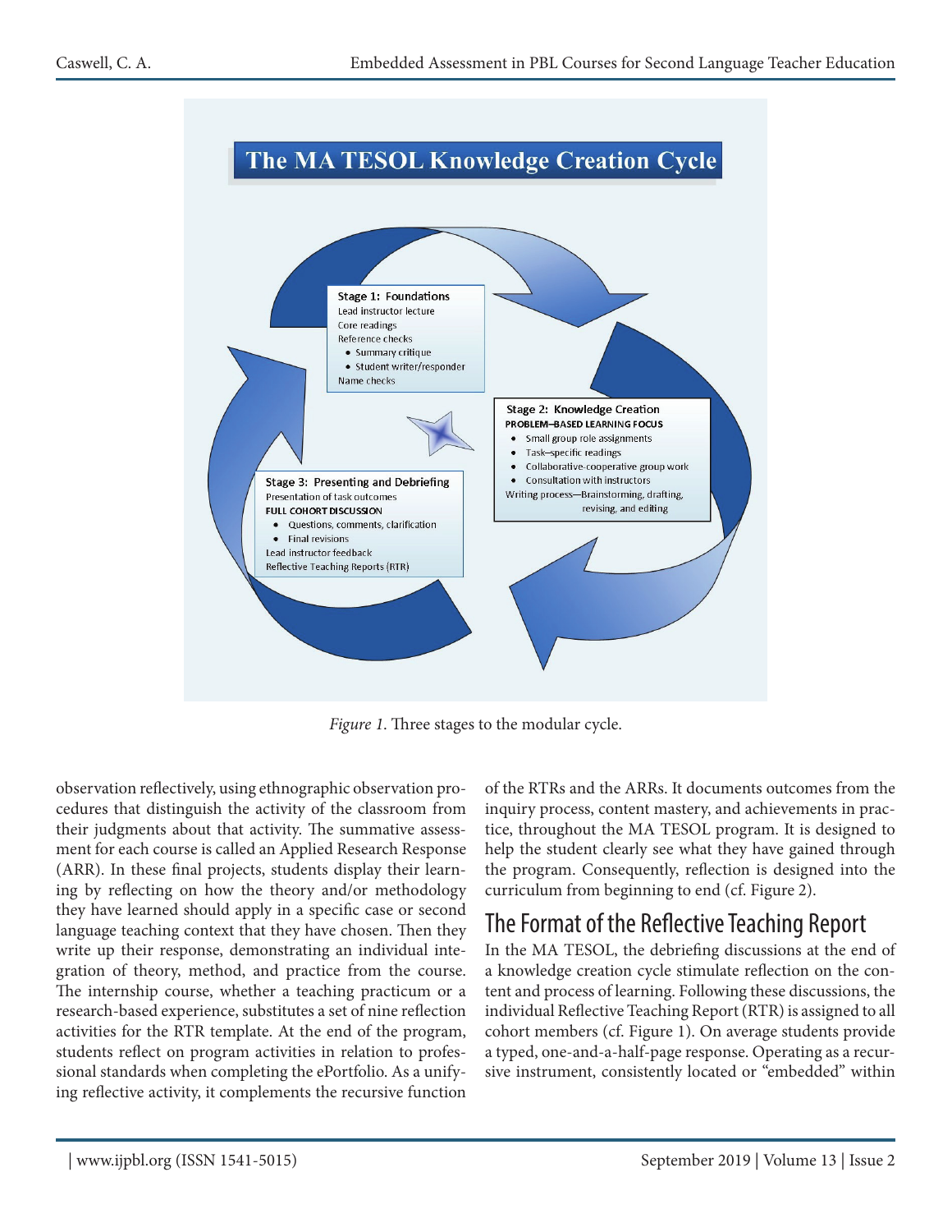## The MA TESOL Knowledge Creation Cycle

**Stage 1: Foundations**
Lead instructor lecture
Core readings
Reference checks
- Summary critique
- Student writer/responder

Name checks

**Stage 2: Knowledge Creation**
**PROBLEM–BASED LEARNING FOCUS**
- Small group role assignments
- Task–specific readings
- Collaborative-cooperative group work
- Consultation with instructors

Writing process—Brainstorming, drafting, revising, and editing

**Stage 3: Presenting and Debriefing**
Presentation of task outcomes
**FULL COHORT DISCUSSION**
- Questions, comments, clarification
- Final revisions

Lead instructor feedback
Reflective Teaching Reports (RTR)

*Figure 1.* Three stages to the modular cycle.

observation reflectively, using ethnographic observation procedures that distinguish the activity of the classroom from their judgments about that activity. The summative assessment for each course is called an Applied Research Response (ARR). In these final projects, students display their learning by reflecting on how the theory and/or methodology they have learned should apply in a specific case or second language teaching context that they have chosen. Then they write up their response, demonstrating an individual integration of theory, method, and practice from the course. The internship course, whether a teaching practicum or a research-based experience, substitutes a set of nine reflection activities for the RTR template. At the end of the program, students reflect on program activities in relation to professional standards when completing the ePortfolio. As a unifying reflective activity, it complements the recursive function of the RTRs and the ARRs. It documents outcomes from the inquiry process, content mastery, and achievements in practice, throughout the MA TESOL program. It is designed to help the student clearly see what they have gained through the program. Consequently, reflection is designed into the curriculum from beginning to end (cf. Figure 2).

## The Format of the Reflective Teaching Report

In the MA TESOL, the debriefing discussions at the end of a knowledge creation cycle stimulate reflection on the content and process of learning. Following these discussions, the individual Reflective Teaching Report (RTR) is assigned to all cohort members (cf. Figure 1). On average students provide a typed, one-and-a-half-page response. Operating as a recursive instrument, consistently located or "embedded" within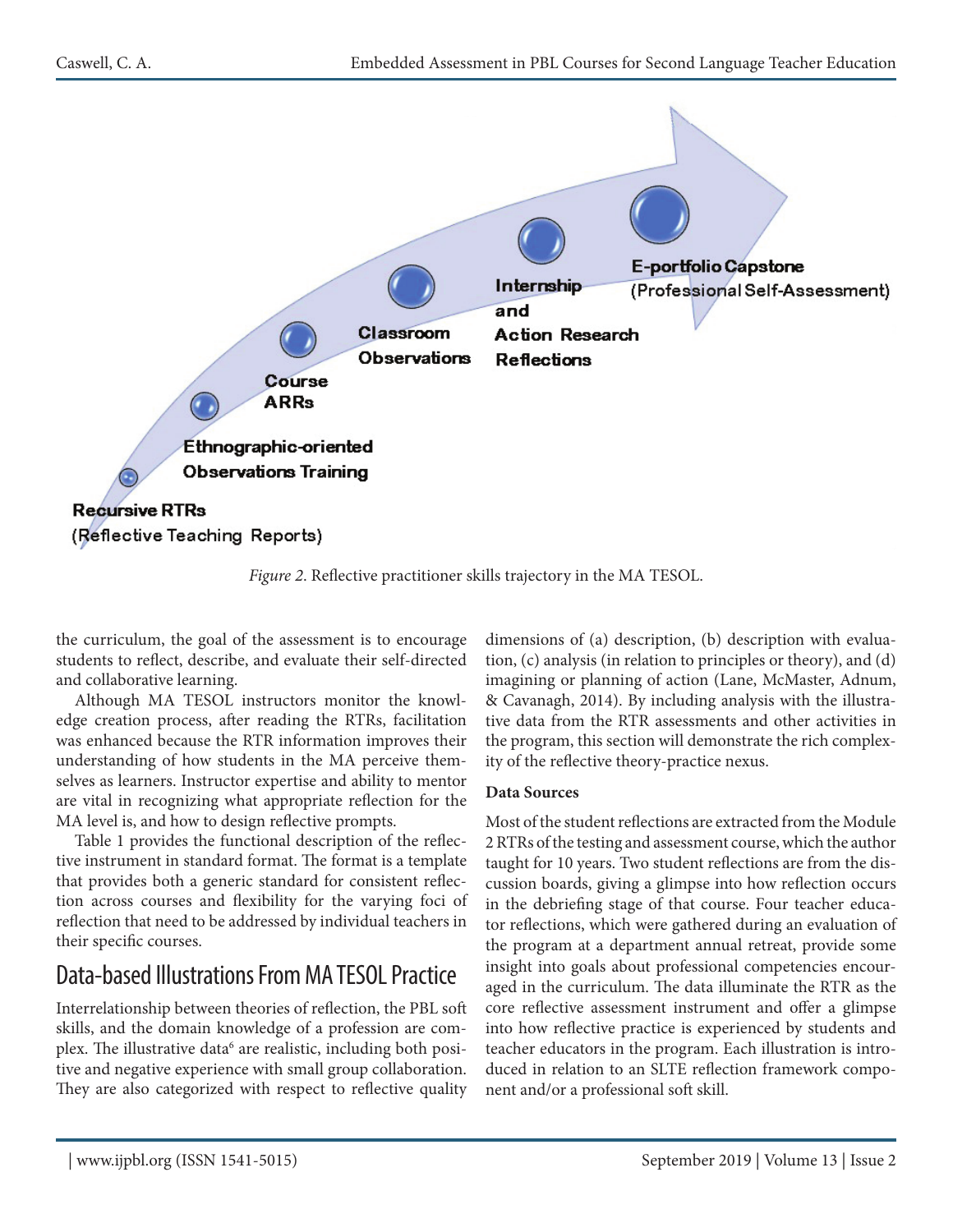Recursive RTRs (Reflective Teaching Reports)

Ethnographic-oriented Observations Training

Course ARRs

Classroom Observations

Internship and Action Research Reflections

E-portfolio Capstone (Professional Self-Assessment)

*Figure 2*. Reflective practitioner skills trajectory in the MA TESOL.

the curriculum, the goal of the assessment is to encourage students to reflect, describe, and evaluate their self-directed and collaborative learning.

Although MA TESOL instructors monitor the knowledge creation process, after reading the RTRs, facilitation was enhanced because the RTR information improves their understanding of how students in the MA perceive themselves as learners. Instructor expertise and ability to mentor are vital in recognizing what appropriate reflection for the MA level is, and how to design reflective prompts.

Table 1 provides the functional description of the reflective instrument in standard format. The format is a template that provides both a generic standard for consistent reflection across courses and flexibility for the varying foci of reflection that need to be addressed by individual teachers in their specific courses.

## Data-based Illustrations From MA TESOL Practice

Interrelationship between theories of reflection, the PBL soft skills, and the domain knowledge of a profession are complex. The illustrative data[6] are realistic, including both positive and negative experience with small group collaboration. They are also categorized with respect to reflective quality dimensions of (a) description, (b) description with evaluation, (c) analysis (in relation to principles or theory), and (d) imagining or planning of action (Lane, McMaster, Adnum, & Cavanagh, 2014). By including analysis with the illustrative data from the RTR assessments and other activities in the program, this section will demonstrate the rich complexity of the reflective theory-practice nexus.

### Data Sources

Most of the student reflections are extracted from the Module 2 RTRs of the testing and assessment course, which the author taught for 10 years. Two student reflections are from the discussion boards, giving a glimpse into how reflection occurs in the debriefing stage of that course. Four teacher educator reflections, which were gathered during an evaluation of the program at a department annual retreat, provide some insight into goals about professional competencies encouraged in the curriculum. The data illuminate the RTR as the core reflective assessment instrument and offer a glimpse into how reflective practice is experienced by students and teacher educators in the program. Each illustration is introduced in relation to an SLTE reflection framework component and/or a professional soft skill.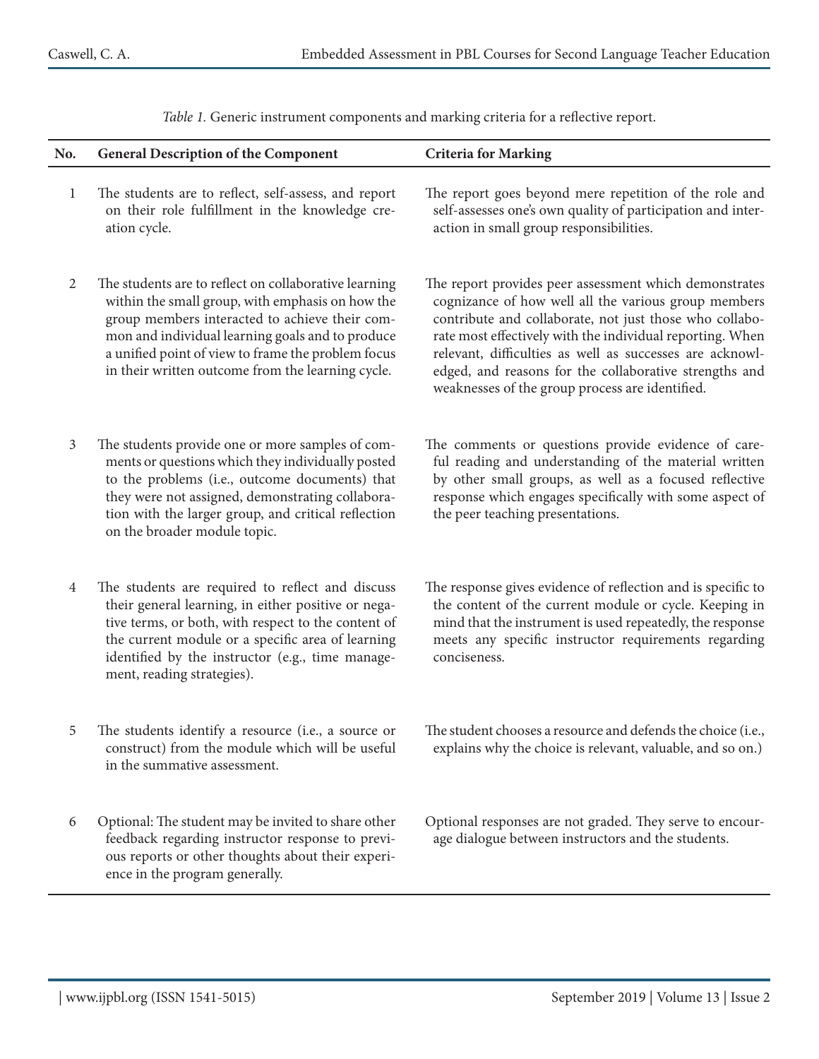*Table 1.* Generic instrument components and marking criteria for a reflective report.

| No. | General Description of the Component | Criteria for Marking |
|---|---|---|
| 1 | The students are to reflect, self-assess, and report on their role fulfillment in the knowledge creation cycle. | The report goes beyond mere repetition of the role and self-assesses one's own quality of participation and interaction in small group responsibilities. |
| 2 | The students are to reflect on collaborative learning within the small group, with emphasis on how the group members interacted to achieve their common and individual learning goals and to produce a unified point of view to frame the problem focus in their written outcome from the learning cycle. | The report provides peer assessment which demonstrates cognizance of how well all the various group members contribute and collaborate, not just those who collaborate most effectively with the individual reporting. When relevant, difficulties as well as successes are acknowledged, and reasons for the collaborative strengths and weaknesses of the group process are identified. |
| 3 | The students provide one or more samples of comments or questions which they individually posted to the problems (i.e., outcome documents) that they were not assigned, demonstrating collaboration with the larger group, and critical reflection on the broader module topic. | The comments or questions provide evidence of careful reading and understanding of the material written by other small groups, as well as a focused reflective response which engages specifically with some aspect of the peer teaching presentations. |
| 4 | The students are required to reflect and discuss their general learning, in either positive or negative terms, or both, with respect to the content of the current module or a specific area of learning identified by the instructor (e.g., time management, reading strategies). | The response gives evidence of reflection and is specific to the content of the current module or cycle. Keeping in mind that the instrument is used repeatedly, the response meets any specific instructor requirements regarding conciseness. |
| 5 | The students identify a resource (i.e., a source or construct) from the module which will be useful in the summative assessment. | The student chooses a resource and defends the choice (i.e., explains why the choice is relevant, valuable, and so on.) |
| 6 | Optional: The student may be invited to share other feedback regarding instructor response to previous reports or other thoughts about their experience in the program generally. | Optional responses are not graded. They serve to encourage dialogue between instructors and the students. |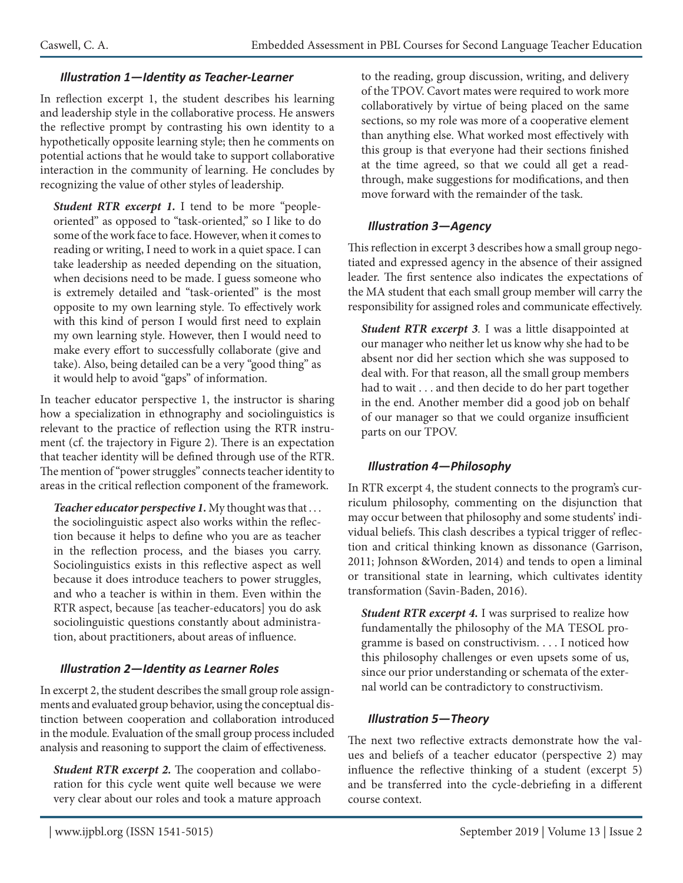### *Illustration 1—Identity as Teacher-Learner*

In reflection excerpt 1, the student describes his learning and leadership style in the collaborative process. He answers the reflective prompt by contrasting his own identity to a hypothetically opposite learning style; then he comments on potential actions that he would take to support collaborative interaction in the community of learning. He concludes by recognizing the value of other styles of leadership.

> ***Student RTR excerpt 1.*** I tend to be more "people-oriented" as opposed to "task-oriented," so I like to do some of the work face to face. However, when it comes to reading or writing, I need to work in a quiet space. I can take leadership as needed depending on the situation, when decisions need to be made. I guess someone who is extremely detailed and "task-oriented" is the most opposite to my own learning style. To effectively work with this kind of person I would first need to explain my own learning style. However, then I would need to make every effort to successfully collaborate (give and take). Also, being detailed can be a very "good thing" as it would help to avoid "gaps" of information.

In teacher educator perspective 1, the instructor is sharing how a specialization in ethnography and sociolinguistics is relevant to the practice of reflection using the RTR instrument (cf. the trajectory in Figure 2). There is an expectation that teacher identity will be defined through use of the RTR. The mention of "power struggles" connects teacher identity to areas in the critical reflection component of the framework.

> ***Teacher educator perspective 1.*** My thought was that . . . the sociolinguistic aspect also works within the reflection because it helps to define who you are as teacher in the reflection process, and the biases you carry. Sociolinguistics exists in this reflective aspect as well because it does introduce teachers to power struggles, and who a teacher is within in them. Even within the RTR aspect, because [as teacher-educators] you do ask sociolinguistic questions constantly about administration, about practitioners, about areas of influence.

### *Illustration 2—Identity as Learner Roles*

In excerpt 2, the student describes the small group role assignments and evaluated group behavior, using the conceptual distinction between cooperation and collaboration introduced in the module. Evaluation of the small group process included analysis and reasoning to support the claim of effectiveness.

> ***Student RTR excerpt 2.*** The cooperation and collaboration for this cycle went quite well because we were very clear about our roles and took a mature approach to the reading, group discussion, writing, and delivery of the TPOV. Cavort mates were required to work more collaboratively by virtue of being placed on the same sections, so my role was more of a cooperative element than anything else. What worked most effectively with this group is that everyone had their sections finished at the time agreed, so that we could all get a read-through, make suggestions for modifications, and then move forward with the remainder of the task.

### *Illustration 3—Agency*

This reflection in excerpt 3 describes how a small group negotiated and expressed agency in the absence of their assigned leader. The first sentence also indicates the expectations of the MA student that each small group member will carry the responsibility for assigned roles and communicate effectively.

> ***Student RTR excerpt 3*.** I was a little disappointed at our manager who neither let us know why she had to be absent nor did her section which she was supposed to deal with. For that reason, all the small group members had to wait . . . and then decide to do her part together in the end. Another member did a good job on behalf of our manager so that we could organize insufficient parts on our TPOV.

### *Illustration 4—Philosophy*

In RTR excerpt 4, the student connects to the program's curriculum philosophy, commenting on the disjunction that may occur between that philosophy and some students' individual beliefs. This clash describes a typical trigger of reflection and critical thinking known as dissonance (Garrison, 2011; Johnson &Worden, 2014) and tends to open a liminal or transitional state in learning, which cultivates identity transformation (Savin-Baden, 2016).

> ***Student RTR excerpt 4.*** I was surprised to realize how fundamentally the philosophy of the MA TESOL programme is based on constructivism. . . . I noticed how this philosophy challenges or even upsets some of us, since our prior understanding or schemata of the external world can be contradictory to constructivism.

### *Illustration 5—Theory*

The next two reflective extracts demonstrate how the values and beliefs of a teacher educator (perspective 2) may influence the reflective thinking of a student (excerpt 5) and be transferred into the cycle-debriefing in a different course context.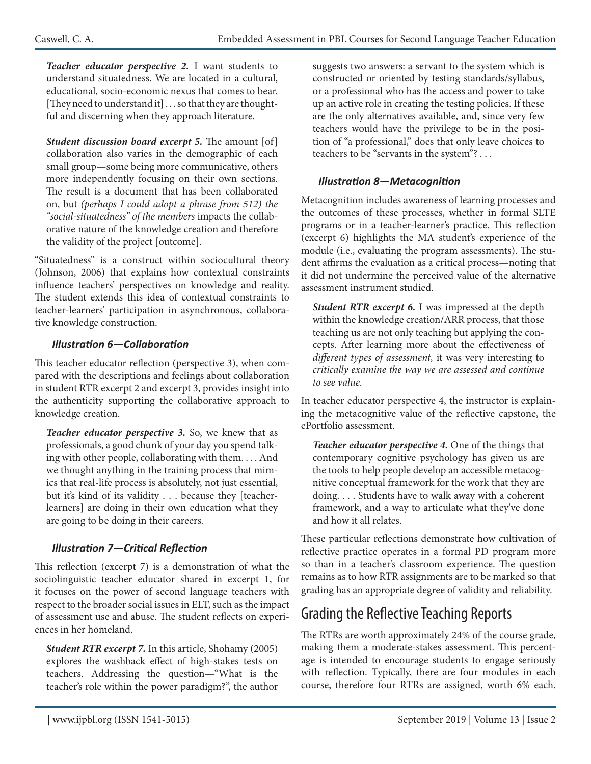*Teacher educator perspective 2.* I want students to understand situatedness. We are located in a cultural, educational, socio-economic nexus that comes to bear. [They need to understand it] . . . so that they are thoughtful and discerning when they approach literature.

> ***Student discussion board excerpt 5.*** The amount [of] collaboration also varies in the demographic of each small group—some being more communicative, others more independently focusing on their own sections. The result is a document that has been collaborated on, but *(perhaps I could adopt a phrase from 512) the "social-situatedness" of the members* impacts the collaborative nature of the knowledge creation and therefore the validity of the project [outcome].

"Situatedness" is a construct within sociocultural theory (Johnson, 2006) that explains how contextual constraints influence teachers' perspectives on knowledge and reality. The student extends this idea of contextual constraints to teacher-learners' participation in asynchronous, collaborative knowledge construction.

### *Illustration 6—Collaboration*

This teacher educator reflection (perspective 3), when compared with the descriptions and feelings about collaboration in student RTR excerpt 2 and excerpt 3, provides insight into the authenticity supporting the collaborative approach to knowledge creation.

> ***Teacher educator perspective 3.*** So, we knew that as professionals, a good chunk of your day you spend talking with other people, collaborating with them. . . . And we thought anything in the training process that mimics that real-life process is absolutely, not just essential, but it's kind of its validity . . . because they [teacher-learners] are doing in their own education what they are going to be doing in their careers.

### *Illustration 7—Critical Reflection*

This reflection (excerpt 7) is a demonstration of what the sociolinguistic teacher educator shared in excerpt 1, for it focuses on the power of second language teachers with respect to the broader social issues in ELT, such as the impact of assessment use and abuse. The student reflects on experiences in her homeland.

> ***Student RTR excerpt 7.*** In this article, Shohamy (2005) explores the washback effect of high-stakes tests on teachers. Addressing the question—"What is the teacher's role within the power paradigm?", the author suggests two answers: a servant to the system which is constructed or oriented by testing standards/syllabus, or a professional who has the access and power to take up an active role in creating the testing policies. If these are the only alternatives available, and, since very few teachers would have the privilege to be in the position of "a professional," does that only leave choices to teachers to be "servants in the system"? . . .

### *Illustration 8—Metacognition*

Metacognition includes awareness of learning processes and the outcomes of these processes, whether in formal SLTE programs or in a teacher-learner's practice. This reflection (excerpt 6) highlights the MA student's experience of the module (i.e., evaluating the program assessments). The student affirms the evaluation as a critical process—noting that it did not undermine the perceived value of the alternative assessment instrument studied.

> ***Student RTR excerpt 6.*** I was impressed at the depth within the knowledge creation/ARR process, that those teaching us are not only teaching but applying the concepts. After learning more about the effectiveness of *different types of assessment,* it was very interesting to *critically examine the way we are assessed and continue to see value.*

In teacher educator perspective 4, the instructor is explaining the metacognitive value of the reflective capstone, the ePortfolio assessment.

> ***Teacher educator perspective 4.*** One of the things that contemporary cognitive psychology has given us are the tools to help people develop an accessible metacognitive conceptual framework for the work that they are doing. . . . Students have to walk away with a coherent framework, and a way to articulate what they've done and how it all relates.

These particular reflections demonstrate how cultivation of reflective practice operates in a formal PD program more so than in a teacher's classroom experience. The question remains as to how RTR assignments are to be marked so that grading has an appropriate degree of validity and reliability.

## Grading the Reflective Teaching Reports

The RTRs are worth approximately 24% of the course grade, making them a moderate-stakes assessment. This percentage is intended to encourage students to engage seriously with reflection. Typically, there are four modules in each course, therefore four RTRs are assigned, worth 6% each.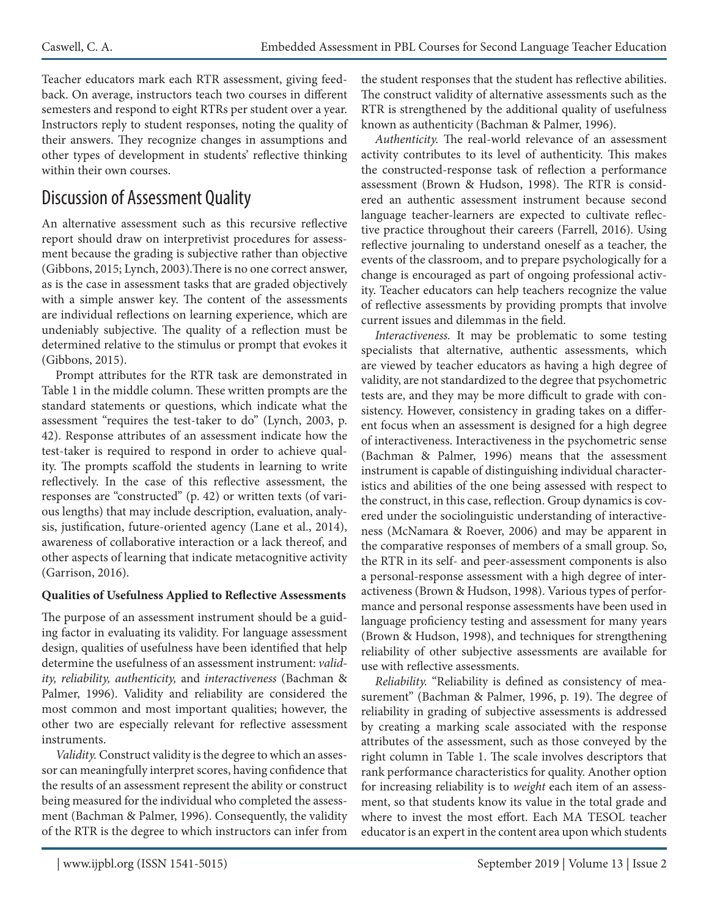Teacher educators mark each RTR assessment, giving feedback. On average, instructors teach two courses in different semesters and respond to eight RTRs per student over a year. Instructors reply to student responses, noting the quality of their answers. They recognize changes in assumptions and other types of development in students' reflective thinking within their own courses.

## Discussion of Assessment Quality

An alternative assessment such as this recursive reflective report should draw on interpretivist procedures for assessment because the grading is subjective rather than objective (Gibbons, 2015; Lynch, 2003).There is no one correct answer, as is the case in assessment tasks that are graded objectively with a simple answer key. The content of the assessments are individual reflections on learning experience, which are undeniably subjective. The quality of a reflection must be determined relative to the stimulus or prompt that evokes it (Gibbons, 2015).

Prompt attributes for the RTR task are demonstrated in Table 1 in the middle column. These written prompts are the standard statements or questions, which indicate what the assessment "requires the test-taker to do" (Lynch, 2003, p. 42). Response attributes of an assessment indicate how the test-taker is required to respond in order to achieve quality. The prompts scaffold the students in learning to write reflectively. In the case of this reflective assessment, the responses are "constructed" (p. 42) or written texts (of various lengths) that may include description, evaluation, analysis, justification, future-oriented agency (Lane et al., 2014), awareness of collaborative interaction or a lack thereof, and other aspects of learning that indicate metacognitive activity (Garrison, 2016).

### Qualities of Usefulness Applied to Reflective Assessments

The purpose of an assessment instrument should be a guiding factor in evaluating its validity. For language assessment design, qualities of usefulness have been identified that help determine the usefulness of an assessment instrument: *validity, reliability, authenticity,* and *interactiveness* (Bachman & Palmer, 1996). Validity and reliability are considered the most common and most important qualities; however, the other two are especially relevant for reflective assessment instruments.

*Validity.* Construct validity is the degree to which an assessor can meaningfully interpret scores, having confidence that the results of an assessment represent the ability or construct being measured for the individual who completed the assessment (Bachman & Palmer, 1996). Consequently, the validity of the RTR is the degree to which instructors can infer from the student responses that the student has reflective abilities. The construct validity of alternative assessments such as the RTR is strengthened by the additional quality of usefulness known as authenticity (Bachman & Palmer, 1996).

*Authenticity.* The real-world relevance of an assessment activity contributes to its level of authenticity. This makes the constructed-response task of reflection a performance assessment (Brown & Hudson, 1998). The RTR is considered an authentic assessment instrument because second language teacher-learners are expected to cultivate reflective practice throughout their careers (Farrell, 2016). Using reflective journaling to understand oneself as a teacher, the events of the classroom, and to prepare psychologically for a change is encouraged as part of ongoing professional activity. Teacher educators can help teachers recognize the value of reflective assessments by providing prompts that involve current issues and dilemmas in the field.

*Interactiveness.* It may be problematic to some testing specialists that alternative, authentic assessments, which are viewed by teacher educators as having a high degree of validity, are not standardized to the degree that psychometric tests are, and they may be more difficult to grade with consistency. However, consistency in grading takes on a different focus when an assessment is designed for a high degree of interactiveness. Interactiveness in the psychometric sense (Bachman & Palmer, 1996) means that the assessment instrument is capable of distinguishing individual characteristics and abilities of the one being assessed with respect to the construct, in this case, reflection. Group dynamics is covered under the sociolinguistic understanding of interactiveness (McNamara & Roever, 2006) and may be apparent in the comparative responses of members of a small group. So, the RTR in its self- and peer-assessment components is also a personal-response assessment with a high degree of interactiveness (Brown & Hudson, 1998). Various types of performance and personal response assessments have been used in language proficiency testing and assessment for many years (Brown & Hudson, 1998), and techniques for strengthening reliability of other subjective assessments are available for use with reflective assessments.

*Reliability.* "Reliability is defined as consistency of measurement" (Bachman & Palmer, 1996, p. 19). The degree of reliability in grading of subjective assessments is addressed by creating a marking scale associated with the response attributes of the assessment, such as those conveyed by the right column in Table 1. The scale involves descriptors that rank performance characteristics for quality. Another option for increasing reliability is to *weight* each item of an assessment, so that students know its value in the total grade and where to invest the most effort. Each MA TESOL teacher educator is an expert in the content area upon which students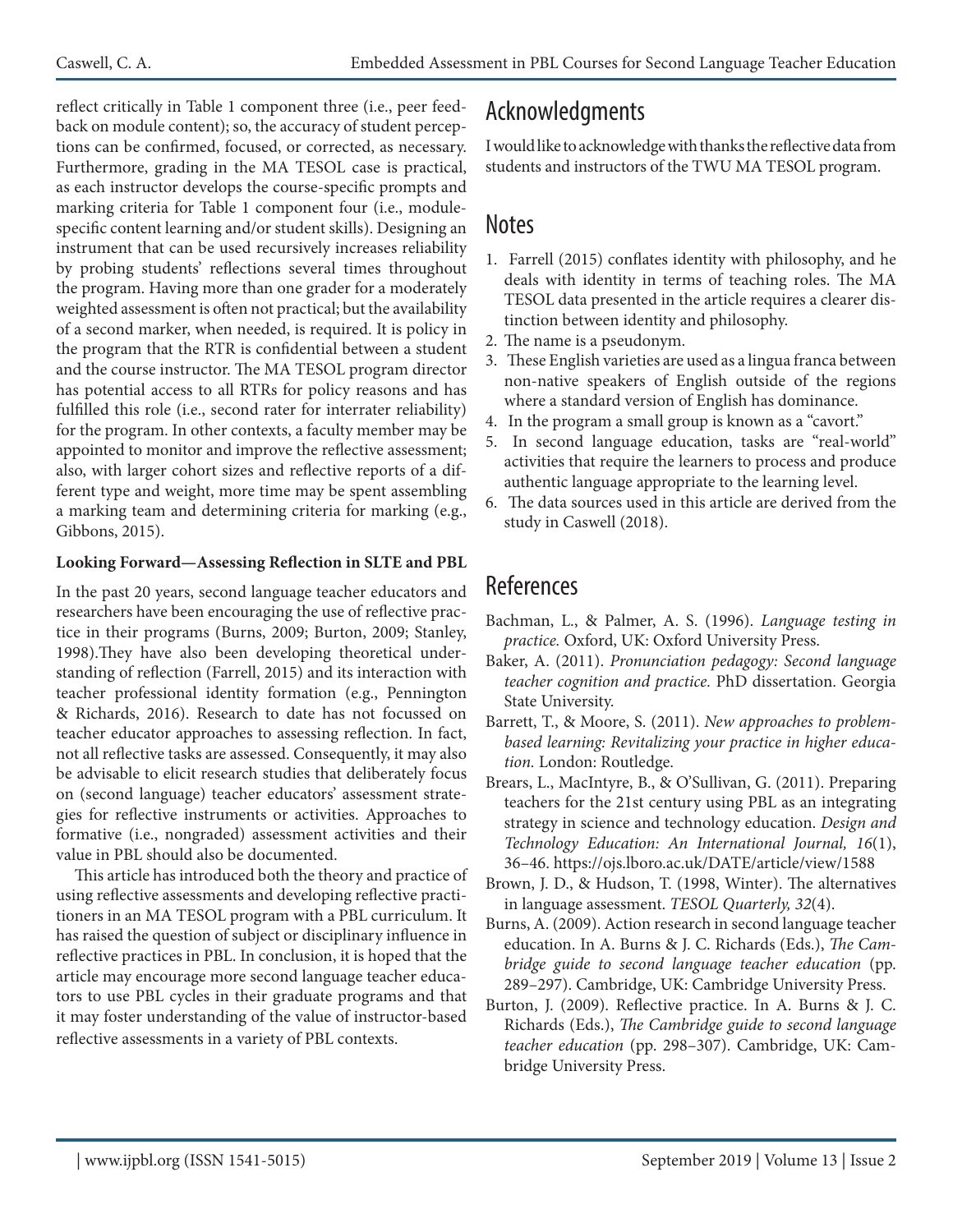reflect critically in Table 1 component three (i.e., peer feedback on module content); so, the accuracy of student perceptions can be confirmed, focused, or corrected, as necessary. Furthermore, grading in the MA TESOL case is practical, as each instructor develops the course-specific prompts and marking criteria for Table 1 component four (i.e., module-specific content learning and/or student skills). Designing an instrument that can be used recursively increases reliability by probing students' reflections several times throughout the program. Having more than one grader for a moderately weighted assessment is often not practical; but the availability of a second marker, when needed, is required. It is policy in the program that the RTR is confidential between a student and the course instructor. The MA TESOL program director has potential access to all RTRs for policy reasons and has fulfilled this role (i.e., second rater for interrater reliability) for the program. In other contexts, a faculty member may be appointed to monitor and improve the reflective assessment; also, with larger cohort sizes and reflective reports of a different type and weight, more time may be spent assembling a marking team and determining criteria for marking (e.g., Gibbons, 2015).

**Looking Forward—Assessing Reflection in SLTE and PBL**

In the past 20 years, second language teacher educators and researchers have been encouraging the use of reflective practice in their programs (Burns, 2009; Burton, 2009; Stanley, 1998).They have also been developing theoretical understanding of reflection (Farrell, 2015) and its interaction with teacher professional identity formation (e.g., Pennington & Richards, 2016). Research to date has not focussed on teacher educator approaches to assessing reflection. In fact, not all reflective tasks are assessed. Consequently, it may also be advisable to elicit research studies that deliberately focus on (second language) teacher educators' assessment strategies for reflective instruments or activities. Approaches to formative (i.e., nongraded) assessment activities and their value in PBL should also be documented.

This article has introduced both the theory and practice of using reflective assessments and developing reflective practitioners in an MA TESOL program with a PBL curriculum. It has raised the question of subject or disciplinary influence in reflective practices in PBL. In conclusion, it is hoped that the article may encourage more second language teacher educators to use PBL cycles in their graduate programs and that it may foster understanding of the value of instructor-based reflective assessments in a variety of PBL contexts.

## Acknowledgments

I would like to acknowledge with thanks the reflective data from students and instructors of the TWU MA TESOL program.

## Notes

1. Farrell (2015) conflates identity with philosophy, and he deals with identity in terms of teaching roles. The MA TESOL data presented in the article requires a clearer distinction between identity and philosophy.
2. The name is a pseudonym.
3. These English varieties are used as a lingua franca between non-native speakers of English outside of the regions where a standard version of English has dominance.
4. In the program a small group is known as a "cavort."
5. In second language education, tasks are "real-world" activities that require the learners to process and produce authentic language appropriate to the learning level.
6. The data sources used in this article are derived from the study in Caswell (2018).

## References

Bachman, L., & Palmer, A. S. (1996). *Language testing in practice.* Oxford, UK: Oxford University Press.

Baker, A. (2011). *Pronunciation pedagogy: Second language teacher cognition and practice.* PhD dissertation. Georgia State University.

Barrett, T., & Moore, S. (2011). *New approaches to problem-based learning: Revitalizing your practice in higher education.* London: Routledge.

Brears, L., MacIntyre, B., & O'Sullivan, G. (2011). Preparing teachers for the 21st century using PBL as an integrating strategy in science and technology education. *Design and Technology Education: An International Journal, 16*(1), 36–46. https://ojs.lboro.ac.uk/DATE/article/view/1588

Brown, J. D., & Hudson, T. (1998, Winter). The alternatives in language assessment. *TESOL Quarterly, 32*(4).

Burns, A. (2009). Action research in second language teacher education. In A. Burns & J. C. Richards (Eds.), *The Cambridge guide to second language teacher education* (pp. 289–297). Cambridge, UK: Cambridge University Press.

Burton, J. (2009). Reflective practice. In A. Burns & J. C. Richards (Eds.), *The Cambridge guide to second language teacher education* (pp. 298–307). Cambridge, UK: Cambridge University Press.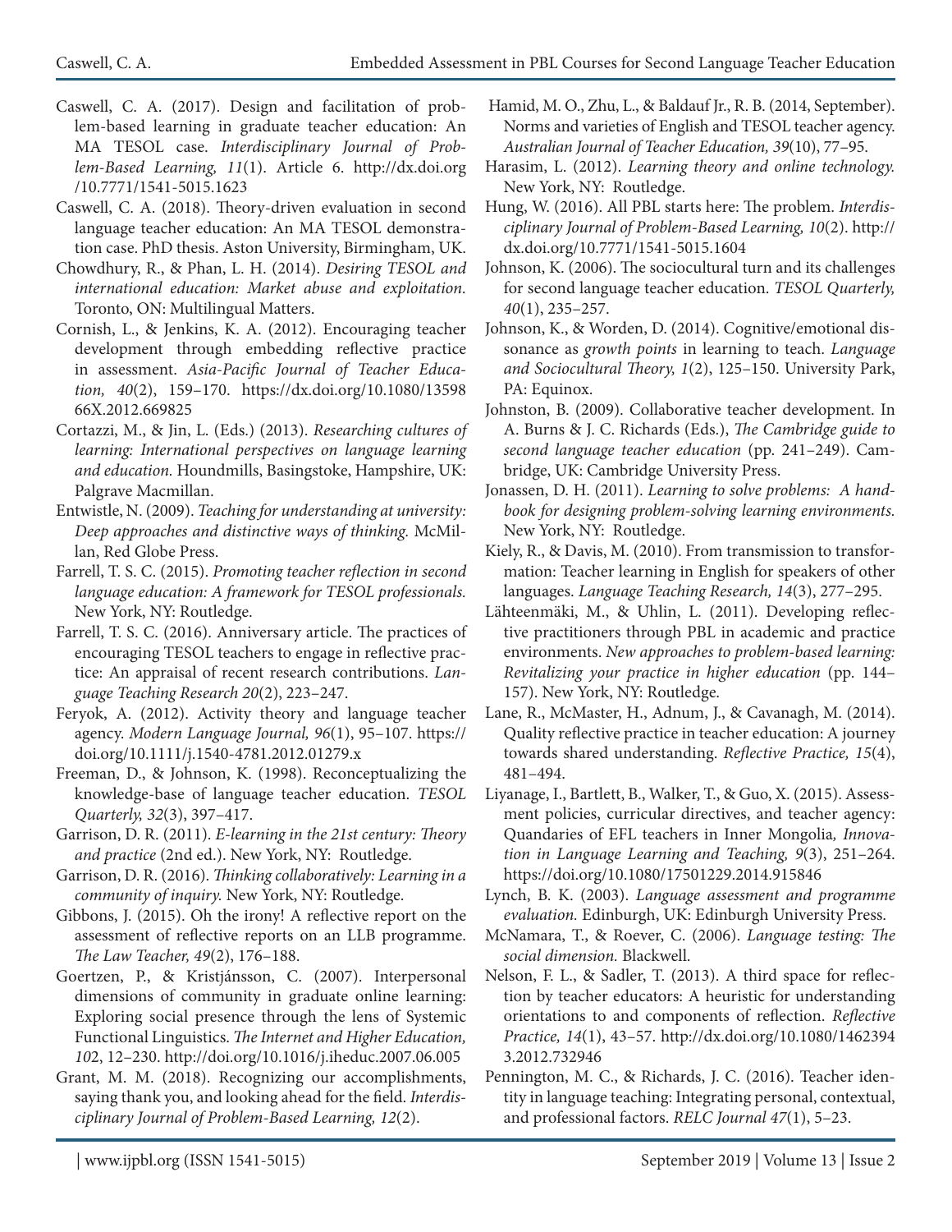Caswell, C. A. (2017). Design and facilitation of problem-based learning in graduate teacher education: An MA TESOL case. *Interdisciplinary Journal of Problem-Based Learning, 11*(1). Article 6. http://dx.doi.org/10.7771/1541-5015.1623

Caswell, C. A. (2018). Theory-driven evaluation in second language teacher education: An MA TESOL demonstration case. PhD thesis. Aston University, Birmingham, UK.

Chowdhury, R., & Phan, L. H. (2014). *Desiring TESOL and international education: Market abuse and exploitation.* Toronto, ON: Multilingual Matters.

Cornish, L., & Jenkins, K. A. (2012). Encouraging teacher development through embedding reflective practice in assessment. *Asia-Pacific Journal of Teacher Education, 40*(2), 159–170. https://dx.doi.org/10.1080/1359866X.2012.669825

Cortazzi, M., & Jin, L. (Eds.) (2013). *Researching cultures of learning: International perspectives on language learning and education.* Houndmills, Basingstoke, Hampshire, UK: Palgrave Macmillan.

Entwistle, N. (2009). *Teaching for understanding at university: Deep approaches and distinctive ways of thinking.* McMillan, Red Globe Press.

Farrell, T. S. C. (2015). *Promoting teacher reflection in second language education: A framework for TESOL professionals.* New York, NY: Routledge.

Farrell, T. S. C. (2016). Anniversary article. The practices of encouraging TESOL teachers to engage in reflective practice: An appraisal of recent research contributions. *Language Teaching Research 20*(2), 223–247.

Feryok, A. (2012). Activity theory and language teacher agency. *Modern Language Journal, 96*(1), 95–107. https://doi.org/10.1111/j.1540-4781.2012.01279.x

Freeman, D., & Johnson, K. (1998). Reconceptualizing the knowledge-base of language teacher education. *TESOL Quarterly, 32*(3), 397–417.

Garrison, D. R. (2011). *E-learning in the 21st century: Theory and practice* (2nd ed.). New York, NY: Routledge.

Garrison, D. R. (2016). *Thinking collaboratively: Learning in a community of inquiry.* New York, NY: Routledge.

Gibbons, J. (2015). Oh the irony! A reflective report on the assessment of reflective reports on an LLB programme. *The Law Teacher, 49*(2), 176–188.

Goertzen, P., & Kristjánsson, C. (2007). Interpersonal dimensions of community in graduate online learning: Exploring social presence through the lens of Systemic Functional Linguistics. *The Internet and Higher Education, 102*, 12–230. http://doi.org/10.1016/j.iheduc.2007.06.005

Grant, M. M. (2018). Recognizing our accomplishments, saying thank you, and looking ahead for the field. *Interdisciplinary Journal of Problem-Based Learning, 12*(2).

Hamid, M. O., Zhu, L., & Baldauf Jr., R. B. (2014, September). Norms and varieties of English and TESOL teacher agency. *Australian Journal of Teacher Education, 39*(10), 77–95.

Harasim, L. (2012). *Learning theory and online technology.* New York, NY: Routledge.

Hung, W. (2016). All PBL starts here: The problem. *Interdisciplinary Journal of Problem-Based Learning, 10*(2). http://dx.doi.org/10.7771/1541-5015.1604

Johnson, K. (2006). The sociocultural turn and its challenges for second language teacher education. *TESOL Quarterly, 40*(1), 235–257.

Johnson, K., & Worden, D. (2014). Cognitive/emotional dissonance as *growth points* in learning to teach. *Language and Sociocultural Theory, 1*(2), 125–150. University Park, PA: Equinox.

Johnston, B. (2009). Collaborative teacher development. In A. Burns & J. C. Richards (Eds.), *The Cambridge guide to second language teacher education* (pp. 241–249). Cambridge, UK: Cambridge University Press.

Jonassen, D. H. (2011). *Learning to solve problems: A handbook for designing problem-solving learning environments.* New York, NY: Routledge.

Kiely, R., & Davis, M. (2010). From transmission to transformation: Teacher learning in English for speakers of other languages. *Language Teaching Research, 14*(3), 277–295.

Lähteenmäki, M., & Uhlin, L. (2011). Developing reflective practitioners through PBL in academic and practice environments. *New approaches to problem-based learning: Revitalizing your practice in higher education* (pp. 144–157). New York, NY: Routledge.

Lane, R., McMaster, H., Adnum, J., & Cavanagh, M. (2014). Quality reflective practice in teacher education: A journey towards shared understanding. *Reflective Practice, 15*(4), 481–494.

Liyanage, I., Bartlett, B., Walker, T., & Guo, X. (2015). Assessment policies, curricular directives, and teacher agency: Quandaries of EFL teachers in Inner Mongolia, *Innovation in Language Learning and Teaching, 9*(3), 251–264. https://doi.org/10.1080/17501229.2014.915846

Lynch, B. K. (2003). *Language assessment and programme evaluation.* Edinburgh, UK: Edinburgh University Press.

McNamara, T., & Roever, C. (2006). *Language testing: The social dimension.* Blackwell.

Nelson, F. L., & Sadler, T. (2013). A third space for reflection by teacher educators: A heuristic for understanding orientations to and components of reflection. *Reflective Practice, 14*(1), 43–57. http://dx.doi.org/10.1080/14623943.2012.732946

Pennington, M. C., & Richards, J. C. (2016). Teacher identity in language teaching: Integrating personal, contextual, and professional factors. *RELC Journal 47*(1), 5–23.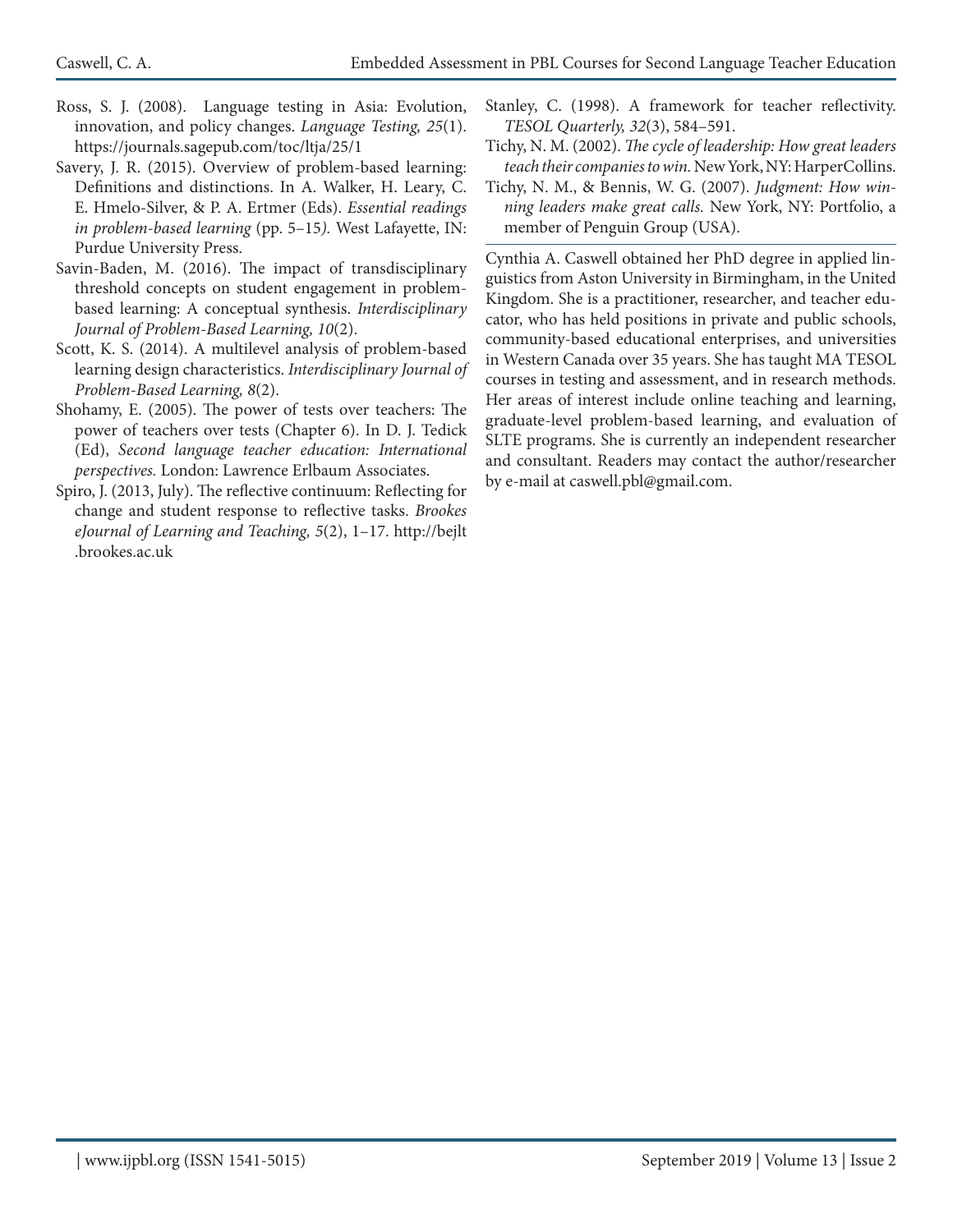Ross, S. J. (2008). Language testing in Asia: Evolution, innovation, and policy changes. *Language Testing, 25*(1). https://journals.sagepub.com/toc/ltja/25/1

Savery, J. R. (2015). Overview of problem-based learning: Definitions and distinctions. In A. Walker, H. Leary, C. E. Hmelo-Silver, & P. A. Ertmer (Eds). *Essential readings in problem-based learning* (pp. 5–15). West Lafayette, IN: Purdue University Press.

Savin-Baden, M. (2016). The impact of transdisciplinary threshold concepts on student engagement in problem-based learning: A conceptual synthesis. *Interdisciplinary Journal of Problem-Based Learning, 10*(2).

Scott, K. S. (2014). A multilevel analysis of problem-based learning design characteristics. *Interdisciplinary Journal of Problem-Based Learning, 8*(2).

Shohamy, E. (2005). The power of tests over teachers: The power of teachers over tests (Chapter 6). In D. J. Tedick (Ed), *Second language teacher education: International perspectives.* London: Lawrence Erlbaum Associates.

Spiro, J. (2013, July). The reflective continuum: Reflecting for change and student response to reflective tasks. *Brookes eJournal of Learning and Teaching, 5*(2), 1–17. http://bejlt.brookes.ac.uk

Stanley, C. (1998). A framework for teacher reflectivity. *TESOL Quarterly, 32*(3), 584–591.

Tichy, N. M. (2002). *The cycle of leadership: How great leaders teach their companies to win.* New York, NY: HarperCollins.

Tichy, N. M., & Bennis, W. G. (2007). *Judgment: How winning leaders make great calls.* New York, NY: Portfolio, a member of Penguin Group (USA).

---

Cynthia A. Caswell obtained her PhD degree in applied linguistics from Aston University in Birmingham, in the United Kingdom. She is a practitioner, researcher, and teacher educator, who has held positions in private and public schools, community-based educational enterprises, and universities in Western Canada over 35 years. She has taught MA TESOL courses in testing and assessment, and in research methods. Her areas of interest include online teaching and learning, graduate-level problem-based learning, and evaluation of SLTE programs. She is currently an independent researcher and consultant. Readers may contact the author/researcher by e-mail at caswell.pbl@gmail.com.